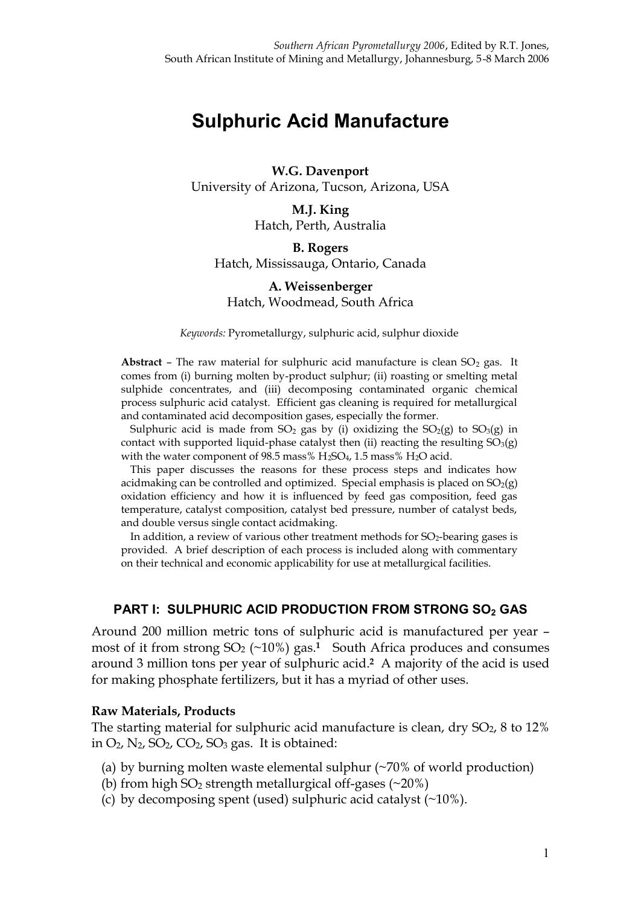# Sulphuric Acid Manufacture

**W.G. Davenport**
University of Arizona, Tucson, Arizona, USA

**M.J. King**
Hatch, Perth, Australia

**B. Rogers**
Hatch, Mississauga, Ontario, Canada

**A. Weissenberger**
Hatch, Woodmead, South Africa

*Keywords:* Pyrometallurgy, sulphuric acid, sulphur dioxide

**Abstract** – The raw material for sulphuric acid manufacture is clean $SO_2$ gas. It comes from (i) burning molten by-product sulphur; (ii) roasting or smelting metal sulphide concentrates, and (iii) decomposing contaminated organic chemical process sulphuric acid catalyst. Efficient gas cleaning is required for metallurgical and contaminated acid decomposition gases, especially the former.

Sulphuric acid is made from $SO_2$ gas by (i) oxidizing the $SO_2(g)$ to $SO_3(g)$ in contact with supported liquid-phase catalyst then (ii) reacting the resulting $SO_3(g)$ with the water component of 98.5 mass% $H_2SO_4$, 1.5 mass% $H_2O$ acid.

This paper discusses the reasons for these process steps and indicates how acidmaking can be controlled and optimized. Special emphasis is placed on $SO_2(g)$ oxidation efficiency and how it is influenced by feed gas composition, feed gas temperature, catalyst composition, catalyst bed pressure, number of catalyst beds, and double versus single contact acidmaking.

In addition, a review of various other treatment methods for $SO_2$-bearing gases is provided. A brief description of each process is included along with commentary on their technical and economic applicability for use at metallurgical facilities.

## PART I: SULPHURIC ACID PRODUCTION FROM STRONG $SO_2$ GAS

Around 200 million metric tons of sulphuric acid is manufactured per year – most of it from strong $SO_2$ (~10%) gas.[1] South Africa produces and consumes around 3 million tons per year of sulphuric acid.[2] A majority of the acid is used for making phosphate fertilizers, but it has a myriad of other uses.

### Raw Materials, Products

The starting material for sulphuric acid manufacture is clean, dry $SO_2$, 8 to 12% in $O_2$, $N_2$, $SO_2$, $CO_2$, $SO_3$ gas. It is obtained:

(a) by burning molten waste elemental sulphur (~70% of world production)
(b) from high $SO_2$ strength metallurgical off-gases (~20%)
(c) by decomposing spent (used) sulphuric acid catalyst (~10%).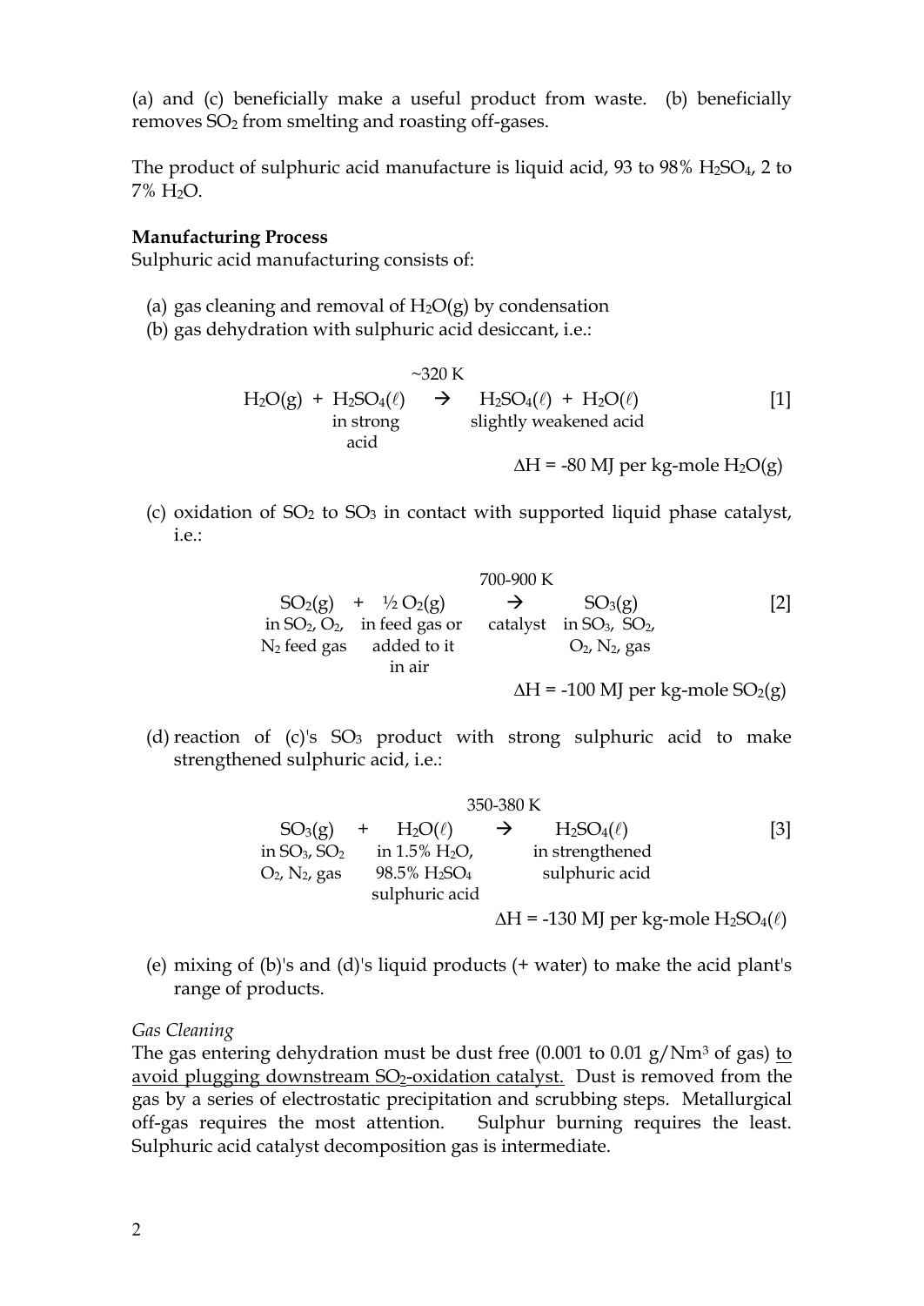(a) and (c) beneficially make a useful product from waste. (b) beneficially removes $SO_2$ from smelting and roasting off-gases.

The product of sulphuric acid manufacture is liquid acid, 93 to 98% $H_2SO_4$, 2 to 7% $H_2O$.

**Manufacturing Process**

Sulphuric acid manufacturing consists of:

(a) gas cleaning and removal of $H_2O(g)$ by condensation

(b) gas dehydration with sulphuric acid desiccant, i.e.:

$$\underset{}{H_2O(g)} + \underset{\text{in strong acid}}{H_2SO_4(\ell)} \xrightarrow{\sim 320\text{ K}} \underset{\text{slightly weakened acid}}{H_2SO_4(\ell) + H_2O(\ell)} \qquad [1]$$

$\Delta H$ = -80 MJ per kg-mole $H_2O(g)$

(c) oxidation of $SO_2$ to $SO_3$ in contact with supported liquid phase catalyst, i.e.:

$$\underset{\text{in } SO_2,\, O_2,\, N_2 \text{ feed gas}}{SO_2(g)} + \underset{\text{in feed gas or added to it in air}}{\tfrac{1}{2}O_2(g)} \xrightarrow[\text{catalyst}]{700\text{-}900\text{ K}} \underset{\text{in } SO_3,\, SO_2,\, O_2,\, N_2 \text{ gas}}{SO_3(g)} \qquad [2]$$

$\Delta H$ = -100 MJ per kg-mole $SO_2(g)$

(d) reaction of (c)'s $SO_3$ product with strong sulphuric acid to make strengthened sulphuric acid, i.e.:

$$\underset{\text{in } SO_3,\, SO_2,\, O_2,\, N_2 \text{ gas}}{SO_3(g)} + \underset{\text{in 1.5\% } H_2O,\ 98.5\% \ H_2SO_4 \text{ sulphuric acid}}{H_2O(\ell)} \xrightarrow{350\text{-}380\text{ K}} \underset{\text{in strengthened sulphuric acid}}{H_2SO_4(\ell)} \qquad [3]$$

$\Delta H$ = -130 MJ per kg-mole $H_2SO_4(\ell)$

(e) mixing of (b)'s and (d)'s liquid products (+ water) to make the acid plant's range of products.

*Gas Cleaning*

The gas entering dehydration must be dust free (0.001 to 0.01 g/Nm$^3$ of gas) to avoid plugging downstream $SO_2$-oxidation catalyst. Dust is removed from the gas by a series of electrostatic precipitation and scrubbing steps. Metallurgical off-gas requires the most attention. Sulphur burning requires the least. Sulphuric acid catalyst decomposition gas is intermediate.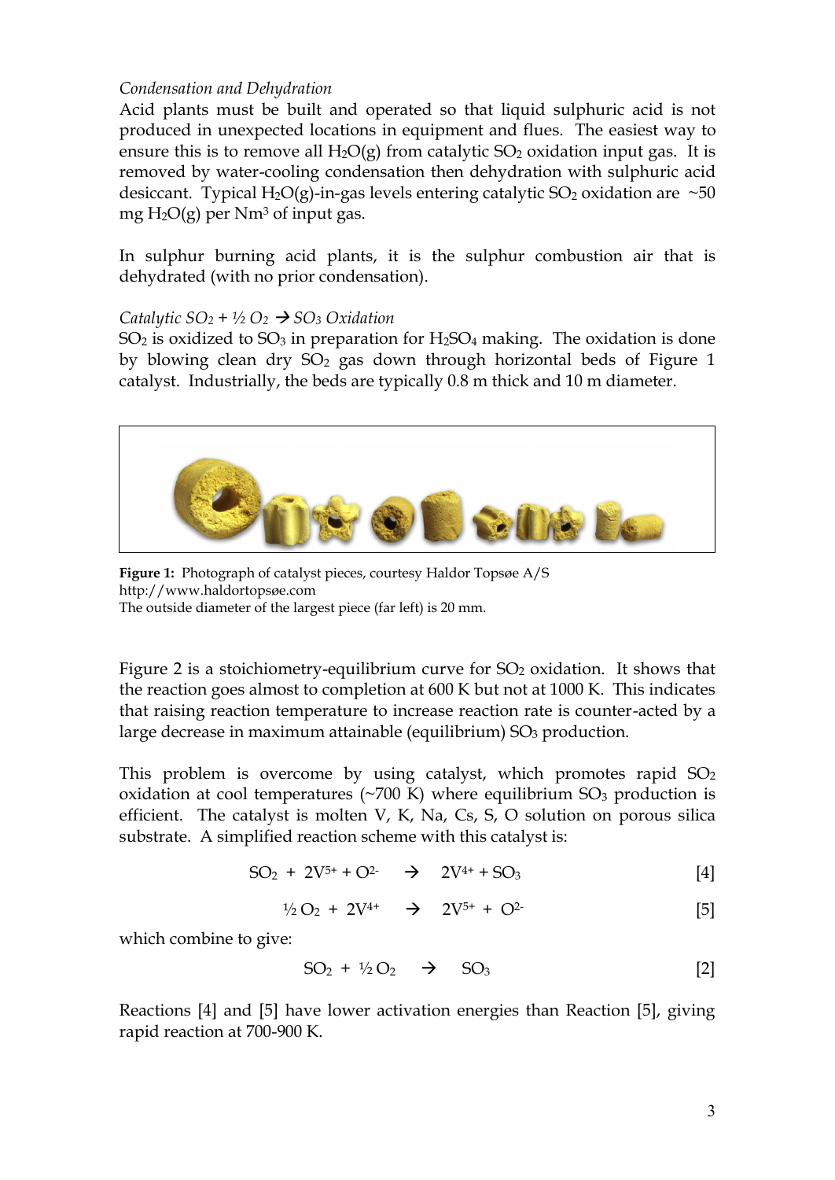*Condensation and Dehydration*

Acid plants must be built and operated so that liquid sulphuric acid is not produced in unexpected locations in equipment and flues. The easiest way to ensure this is to remove all $H_2O(g)$ from catalytic $SO_2$ oxidation input gas. It is removed by water-cooling condensation then dehydration with sulphuric acid desiccant. Typical $H_2O(g)$-in-gas levels entering catalytic $SO_2$ oxidation are ~50 mg $H_2O(g)$ per $Nm^3$ of input gas.

In sulphur burning acid plants, it is the sulphur combustion air that is dehydrated (with no prior condensation).

*Catalytic $SO_2 + \frac{1}{2} O_2 \rightarrow SO_3$ Oxidation*

$SO_2$ is oxidized to $SO_3$ in preparation for $H_2SO_4$ making. The oxidation is done by blowing clean dry $SO_2$ gas down through horizontal beds of Figure 1 catalyst. Industrially, the beds are typically 0.8 m thick and 10 m diameter.

**Figure 1:** Photograph of catalyst pieces, courtesy Haldor Topsøe A/S
http://www.haldortopsøe.com
The outside diameter of the largest piece (far left) is 20 mm.

Figure 2 is a stoichiometry-equilibrium curve for $SO_2$ oxidation. It shows that the reaction goes almost to completion at 600 K but not at 1000 K. This indicates that raising reaction temperature to increase reaction rate is counter-acted by a large decrease in maximum attainable (equilibrium) $SO_3$ production.

This problem is overcome by using catalyst, which promotes rapid $SO_2$ oxidation at cool temperatures (~700 K) where equilibrium $SO_3$ production is efficient. The catalyst is molten V, K, Na, Cs, S, O solution on porous silica substrate. A simplified reaction scheme with this catalyst is:

$$SO_2 + 2V^{5+} + O^{2-} \rightarrow 2V^{4+} + SO_3 \quad [4]$$

$$\frac{1}{2} O_2 + 2V^{4+} \rightarrow 2V^{5+} + O^{2-} \quad [5]$$

which combine to give:

$$SO_2 + \frac{1}{2} O_2 \rightarrow SO_3 \quad [2]$$

Reactions [4] and [5] have lower activation energies than Reaction [5], giving rapid reaction at 700-900 K.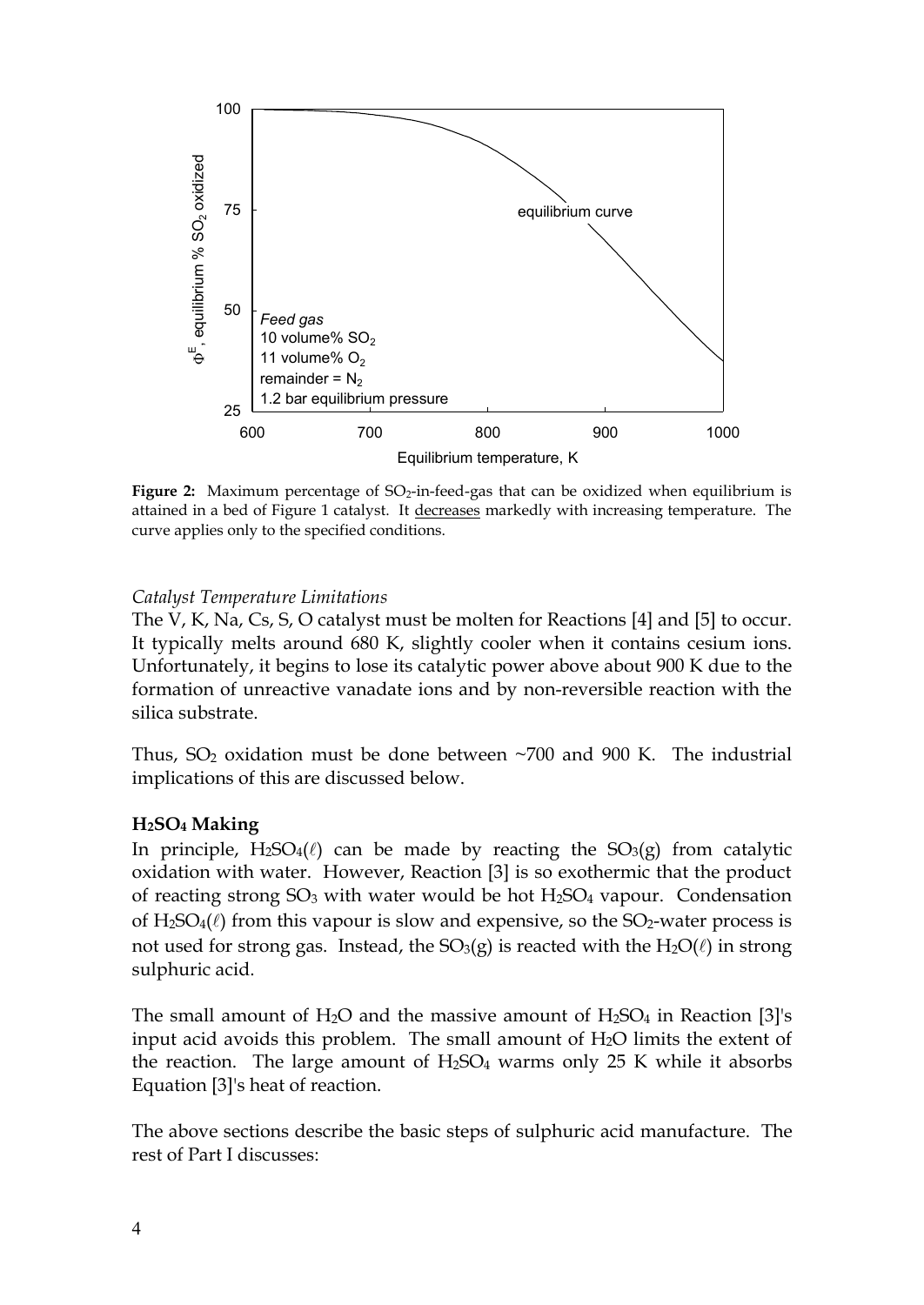**Figure 2:** Maximum percentage of $SO_2$-in-feed-gas that can be oxidized when equilibrium is attained in a bed of Figure 1 catalyst. It decreases markedly with increasing temperature. The curve applies only to the specified conditions.

*Catalyst Temperature Limitations*

The V, K, Na, Cs, S, O catalyst must be molten for Reactions [4] and [5] to occur. It typically melts around 680 K, slightly cooler when it contains cesium ions. Unfortunately, it begins to lose its catalytic power above about 900 K due to the formation of unreactive vanadate ions and by non-reversible reaction with the silica substrate.

Thus, $SO_2$ oxidation must be done between ~700 and 900 K. The industrial implications of this are discussed below.

**$H_2SO_4$ Making**

In principle, $H_2SO_4(\ell)$ can be made by reacting the $SO_3(g)$ from catalytic oxidation with water. However, Reaction [3] is so exothermic that the product of reacting strong $SO_3$ with water would be hot $H_2SO_4$ vapour. Condensation of $H_2SO_4(\ell)$ from this vapour is slow and expensive, so the $SO_2$-water process is not used for strong gas. Instead, the $SO_3(g)$ is reacted with the $H_2O(\ell)$ in strong sulphuric acid.

The small amount of $H_2O$ and the massive amount of $H_2SO_4$ in Reaction [3]'s input acid avoids this problem. The small amount of $H_2O$ limits the extent of the reaction. The large amount of $H_2SO_4$ warms only 25 K while it absorbs Equation [3]'s heat of reaction.

The above sections describe the basic steps of sulphuric acid manufacture. The rest of Part I discusses: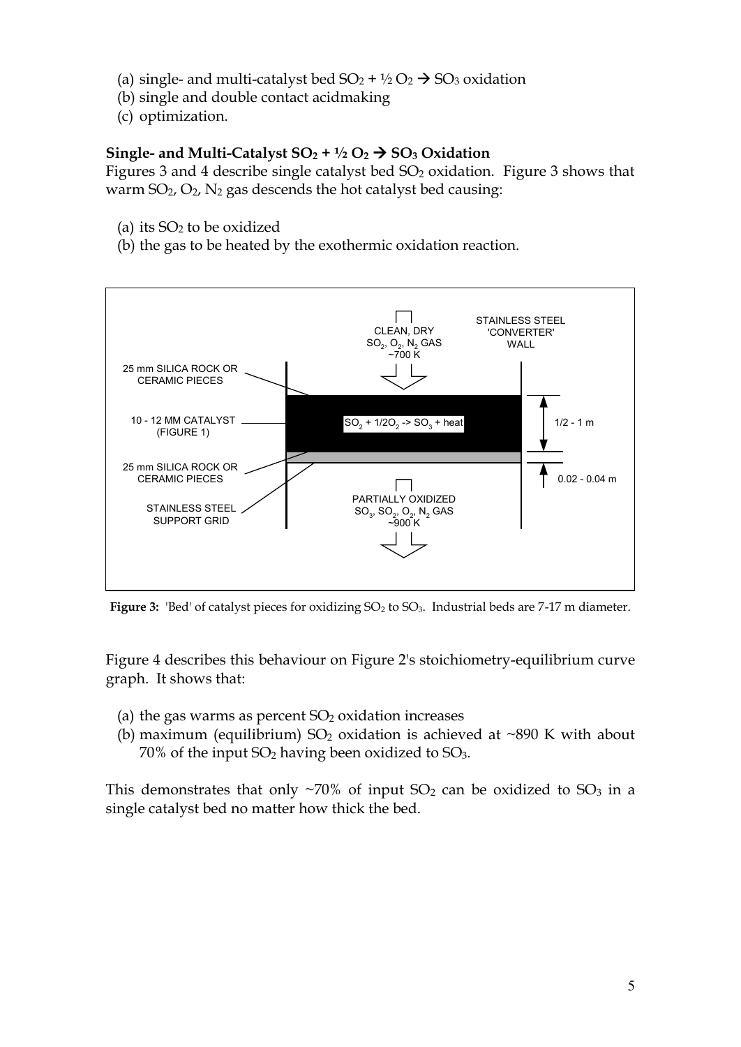(a) single- and multi-catalyst bed $SO_2 + \frac{1}{2} O_2 \rightarrow SO_3$ oxidation
(b) single and double contact acidmaking
(c) optimization.

**Single- and Multi-Catalyst $SO_2 + \frac{1}{2} O_2 \rightarrow SO_3$ Oxidation**

Figures 3 and 4 describe single catalyst bed $SO_2$ oxidation. Figure 3 shows that warm $SO_2$, $O_2$, $N_2$ gas descends the hot catalyst bed causing:

(a) its $SO_2$ to be oxidized
(b) the gas to be heated by the exothermic oxidation reaction.

**Figure 3:** 'Bed' of catalyst pieces for oxidizing $SO_2$ to $SO_3$. Industrial beds are 7-17 m diameter.

Figure 4 describes this behaviour on Figure 2's stoichiometry-equilibrium curve graph. It shows that:

(a) the gas warms as percent $SO_2$ oxidation increases
(b) maximum (equilibrium) $SO_2$ oxidation is achieved at ~890 K with about 70% of the input $SO_2$ having been oxidized to $SO_3$.

This demonstrates that only ~70% of input $SO_2$ can be oxidized to $SO_3$ in a single catalyst bed no matter how thick the bed.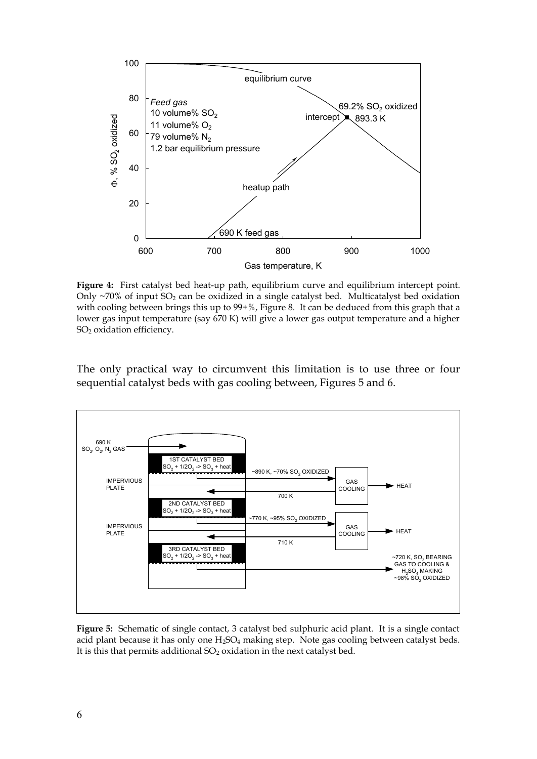**Figure 4:** First catalyst bed heat-up path, equilibrium curve and equilibrium intercept point. Only ~70% of input $SO_2$ can be oxidized in a single catalyst bed. Multicatalyst bed oxidation with cooling between brings this up to 99+%, Figure 8. It can be deduced from this graph that a lower gas input temperature (say 670 K) will give a lower gas output temperature and a higher $SO_2$ oxidation efficiency.

The only practical way to circumvent this limitation is to use three or four sequential catalyst beds with gas cooling between, Figures 5 and 6.

**Figure 5:** Schematic of single contact, 3 catalyst bed sulphuric acid plant. It is a single contact acid plant because it has only one $H_2SO_4$ making step. Note gas cooling between catalyst beds. It is this that permits additional $SO_2$ oxidation in the next catalyst bed.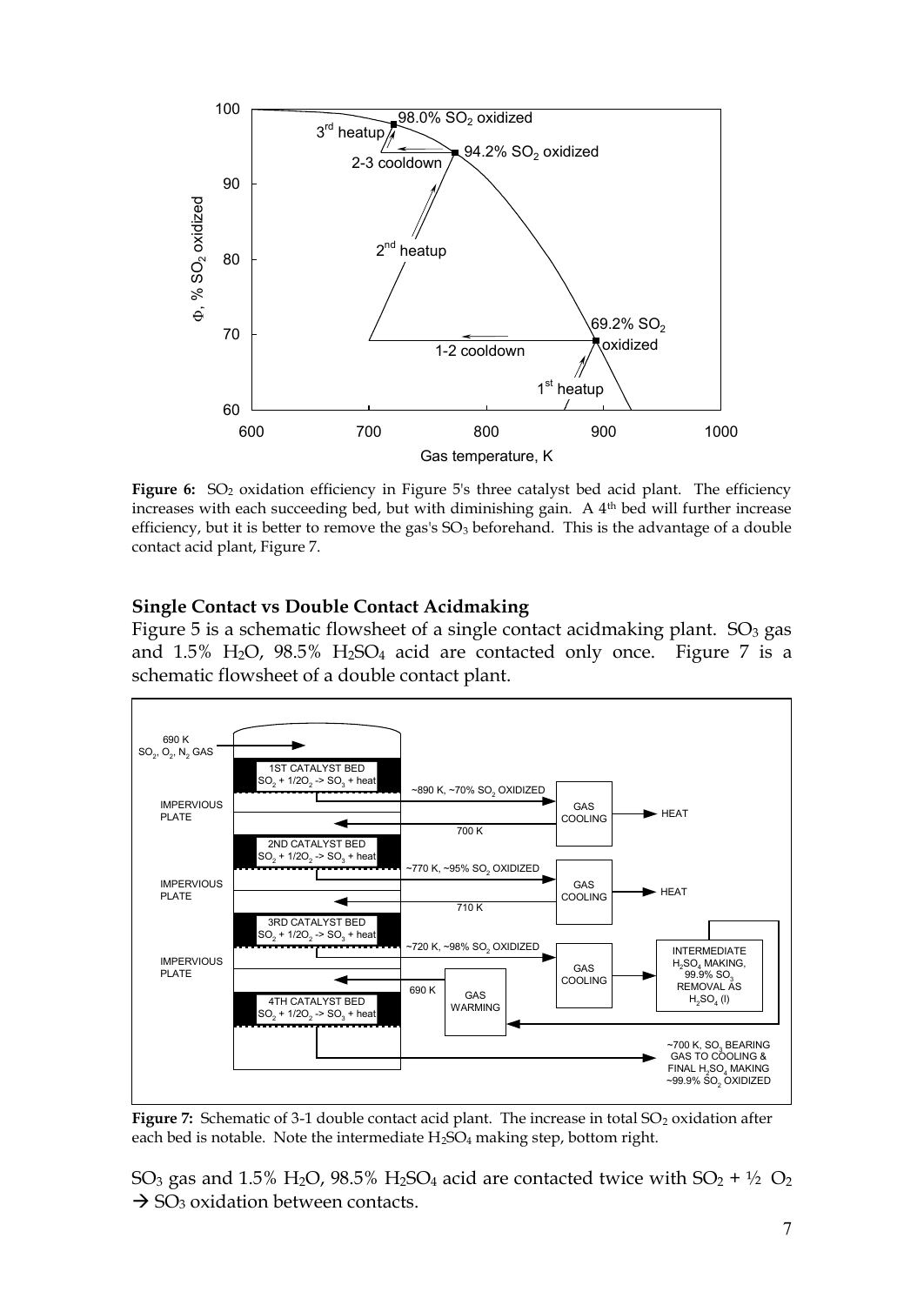**Figure 6:** $SO_2$ oxidation efficiency in Figure 5's three catalyst bed acid plant. The efficiency increases with each succeeding bed, but with diminishing gain. A 4[th] bed will further increase efficiency, but it is better to remove the gas's $SO_3$ beforehand. This is the advantage of a double contact acid plant, Figure 7.

### Single Contact vs Double Contact Acidmaking

Figure 5 is a schematic flowsheet of a single contact acidmaking plant. $SO_3$ gas and 1.5% $H_2O$, 98.5% $H_2SO_4$ acid are contacted only once. Figure 7 is a schematic flowsheet of a double contact plant.

**Figure 7:** Schematic of 3-1 double contact acid plant. The increase in total $SO_2$ oxidation after each bed is notable. Note the intermediate $H_2SO_4$ making step, bottom right.

$SO_3$ gas and 1.5% $H_2O$, 98.5% $H_2SO_4$ acid are contacted twice with $SO_2 + \frac{1}{2}\ O_2 \rightarrow SO_3$ oxidation between contacts.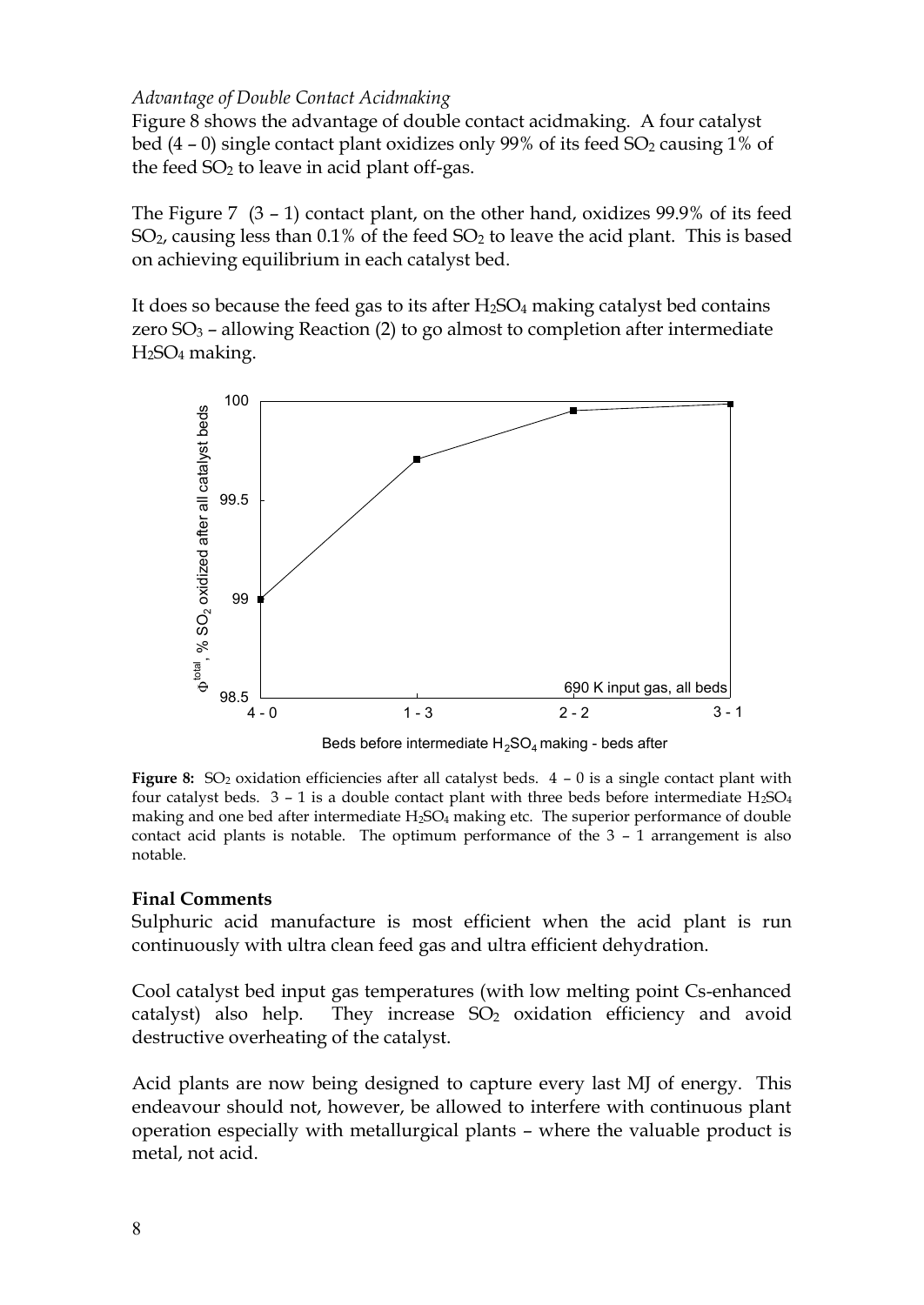*Advantage of Double Contact Acidmaking*

Figure 8 shows the advantage of double contact acidmaking. A four catalyst bed (4 – 0) single contact plant oxidizes only 99% of its feed $SO_2$ causing 1% of the feed $SO_2$ to leave in acid plant off-gas.

The Figure 7 (3 – 1) contact plant, on the other hand, oxidizes 99.9% of its feed $SO_2$, causing less than 0.1% of the feed $SO_2$ to leave the acid plant. This is based on achieving equilibrium in each catalyst bed.

It does so because the feed gas to its after $H_2SO_4$ making catalyst bed contains zero $SO_3$ – allowing Reaction (2) to go almost to completion after intermediate $H_2SO_4$ making.

**Figure 8:** $SO_2$ oxidation efficiencies after all catalyst beds. 4 – 0 is a single contact plant with four catalyst beds. 3 – 1 is a double contact plant with three beds before intermediate $H_2SO_4$ making and one bed after intermediate $H_2SO_4$ making etc. The superior performance of double contact acid plants is notable. The optimum performance of the 3 – 1 arrangement is also notable.

## Final Comments

Sulphuric acid manufacture is most efficient when the acid plant is run continuously with ultra clean feed gas and ultra efficient dehydration.

Cool catalyst bed input gas temperatures (with low melting point Cs-enhanced catalyst) also help. They increase $SO_2$ oxidation efficiency and avoid destructive overheating of the catalyst.

Acid plants are now being designed to capture every last MJ of energy. This endeavour should not, however, be allowed to interfere with continuous plant operation especially with metallurgical plants – where the valuable product is metal, not acid.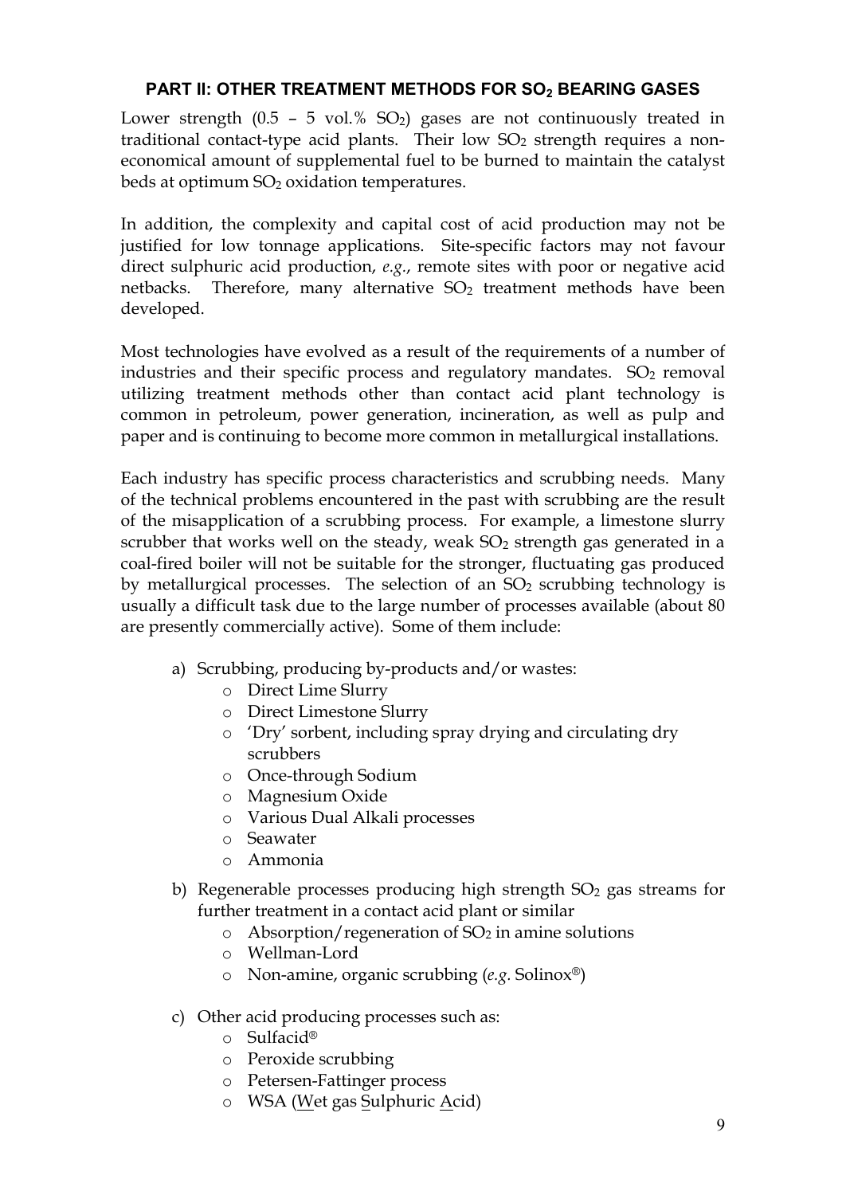## PART II: OTHER TREATMENT METHODS FOR $SO_2$ BEARING GASES

Lower strength (0.5 – 5 vol.% $SO_2$) gases are not continuously treated in traditional contact-type acid plants. Their low $SO_2$ strength requires a non-economical amount of supplemental fuel to be burned to maintain the catalyst beds at optimum $SO_2$ oxidation temperatures.

In addition, the complexity and capital cost of acid production may not be justified for low tonnage applications. Site-specific factors may not favour direct sulphuric acid production, *e.g.*, remote sites with poor or negative acid netbacks. Therefore, many alternative $SO_2$ treatment methods have been developed.

Most technologies have evolved as a result of the requirements of a number of industries and their specific process and regulatory mandates. $SO_2$ removal utilizing treatment methods other than contact acid plant technology is common in petroleum, power generation, incineration, as well as pulp and paper and is continuing to become more common in metallurgical installations.

Each industry has specific process characteristics and scrubbing needs. Many of the technical problems encountered in the past with scrubbing are the result of the misapplication of a scrubbing process. For example, a limestone slurry scrubber that works well on the steady, weak $SO_2$ strength gas generated in a coal-fired boiler will not be suitable for the stronger, fluctuating gas produced by metallurgical processes. The selection of an $SO_2$ scrubbing technology is usually a difficult task due to the large number of processes available (about 80 are presently commercially active). Some of them include:

a) Scrubbing, producing by-products and/or wastes:
   - Direct Lime Slurry
   - Direct Limestone Slurry
   - 'Dry' sorbent, including spray drying and circulating dry scrubbers
   - Once-through Sodium
   - Magnesium Oxide
   - Various Dual Alkali processes
   - Seawater
   - Ammonia

b) Regenerable processes producing high strength $SO_2$ gas streams for further treatment in a contact acid plant or similar
   - Absorption/regeneration of $SO_2$ in amine solutions
   - Wellman-Lord
   - Non-amine, organic scrubbing (*e.g.* Solinox®)

c) Other acid producing processes such as:
   - Sulfacid®
   - Peroxide scrubbing
   - Petersen-Fattinger process
   - WSA (Wet gas Sulphuric Acid)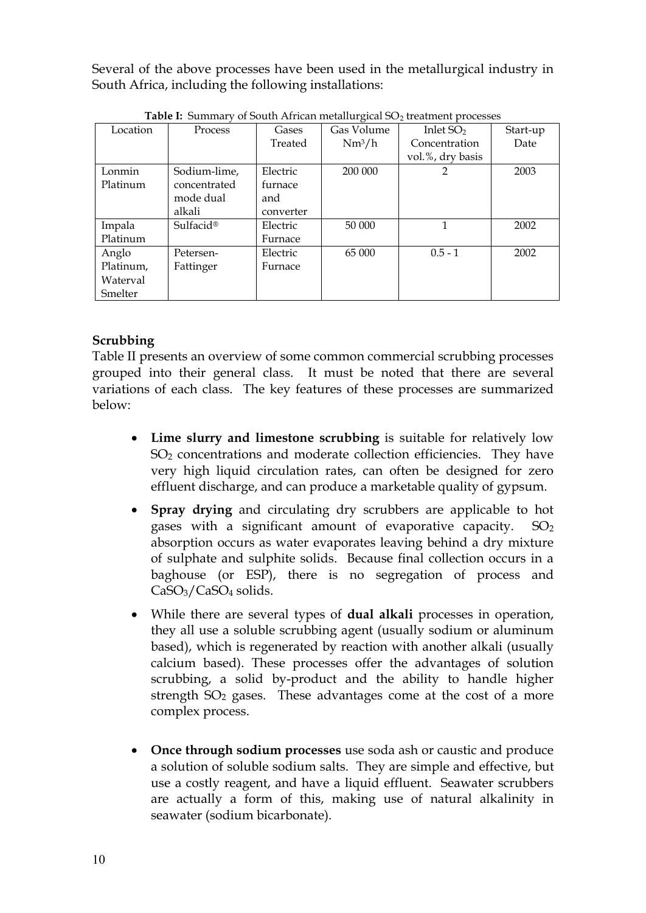Several of the above processes have been used in the metallurgical industry in South Africa, including the following installations:

**Table I:** Summary of South African metallurgical $SO_2$ treatment processes

| Location | Process | Gases Treated | Gas Volume $Nm^3/h$ | Inlet $SO_2$ Concentration vol.%, dry basis | Start-up Date |
|---|---|---|---|---|---|
| Lonmin Platinum | Sodium-lime, concentrated mode dual alkali | Electric furnace and converter | 200 000 | 2 | 2003 |
| Impala Platinum | Sulfacid® | Electric Furnace | 50 000 | 1 | 2002 |
| Anglo Platinum, Waterval Smelter | Petersen-Fattinger | Electric Furnace | 65 000 | 0.5 - 1 | 2002 |

**Scrubbing**

Table II presents an overview of some common commercial scrubbing processes grouped into their general class. It must be noted that there are several variations of each class. The key features of these processes are summarized below:

- **Lime slurry and limestone scrubbing** is suitable for relatively low $SO_2$ concentrations and moderate collection efficiencies. They have very high liquid circulation rates, can often be designed for zero effluent discharge, and can produce a marketable quality of gypsum.
- **Spray drying** and circulating dry scrubbers are applicable to hot gases with a significant amount of evaporative capacity. $SO_2$ absorption occurs as water evaporates leaving behind a dry mixture of sulphate and sulphite solids. Because final collection occurs in a baghouse (or ESP), there is no segregation of process and $CaSO_3/CaSO_4$ solids.
- While there are several types of **dual alkali** processes in operation, they all use a soluble scrubbing agent (usually sodium or aluminum based), which is regenerated by reaction with another alkali (usually calcium based). These processes offer the advantages of solution scrubbing, a solid by-product and the ability to handle higher strength $SO_2$ gases. These advantages come at the cost of a more complex process.
- **Once through sodium processes** use soda ash or caustic and produce a solution of soluble sodium salts. They are simple and effective, but use a costly reagent, and have a liquid effluent. Seawater scrubbers are actually a form of this, making use of natural alkalinity in seawater (sodium bicarbonate).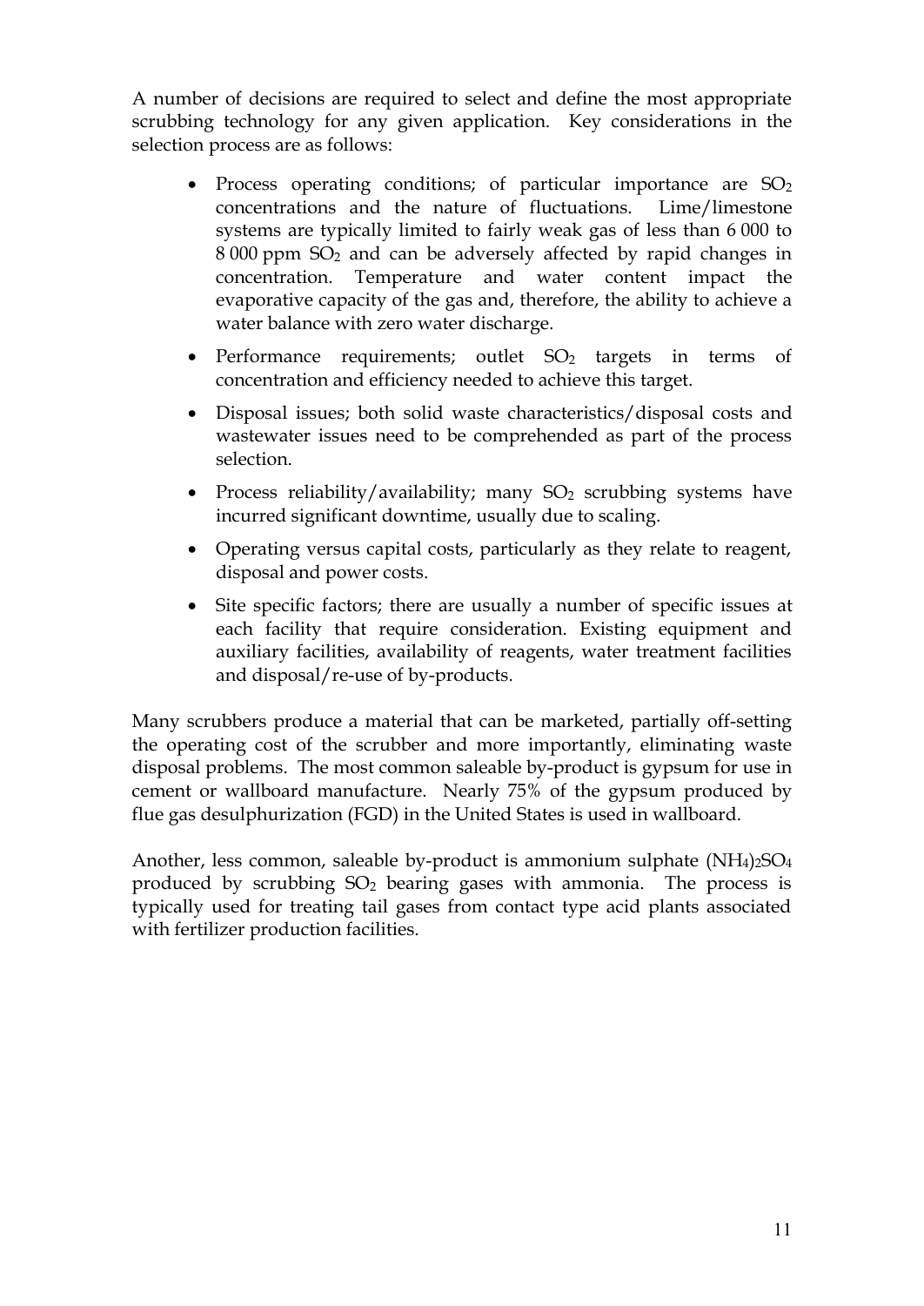A number of decisions are required to select and define the most appropriate scrubbing technology for any given application. Key considerations in the selection process are as follows:

- Process operating conditions; of particular importance are $SO_2$ concentrations and the nature of fluctuations. Lime/limestone systems are typically limited to fairly weak gas of less than 6 000 to 8 000 ppm $SO_2$ and can be adversely affected by rapid changes in concentration. Temperature and water content impact the evaporative capacity of the gas and, therefore, the ability to achieve a water balance with zero water discharge.
- Performance requirements; outlet $SO_2$ targets in terms of concentration and efficiency needed to achieve this target.
- Disposal issues; both solid waste characteristics/disposal costs and wastewater issues need to be comprehended as part of the process selection.
- Process reliability/availability; many $SO_2$ scrubbing systems have incurred significant downtime, usually due to scaling.
- Operating versus capital costs, particularly as they relate to reagent, disposal and power costs.
- Site specific factors; there are usually a number of specific issues at each facility that require consideration. Existing equipment and auxiliary facilities, availability of reagents, water treatment facilities and disposal/re-use of by-products.

Many scrubbers produce a material that can be marketed, partially off-setting the operating cost of the scrubber and more importantly, eliminating waste disposal problems. The most common saleable by-product is gypsum for use in cement or wallboard manufacture. Nearly 75% of the gypsum produced by flue gas desulphurization (FGD) in the United States is used in wallboard.

Another, less common, saleable by-product is ammonium sulphate $(NH_4)_2SO_4$ produced by scrubbing $SO_2$ bearing gases with ammonia. The process is typically used for treating tail gases from contact type acid plants associated with fertilizer production facilities.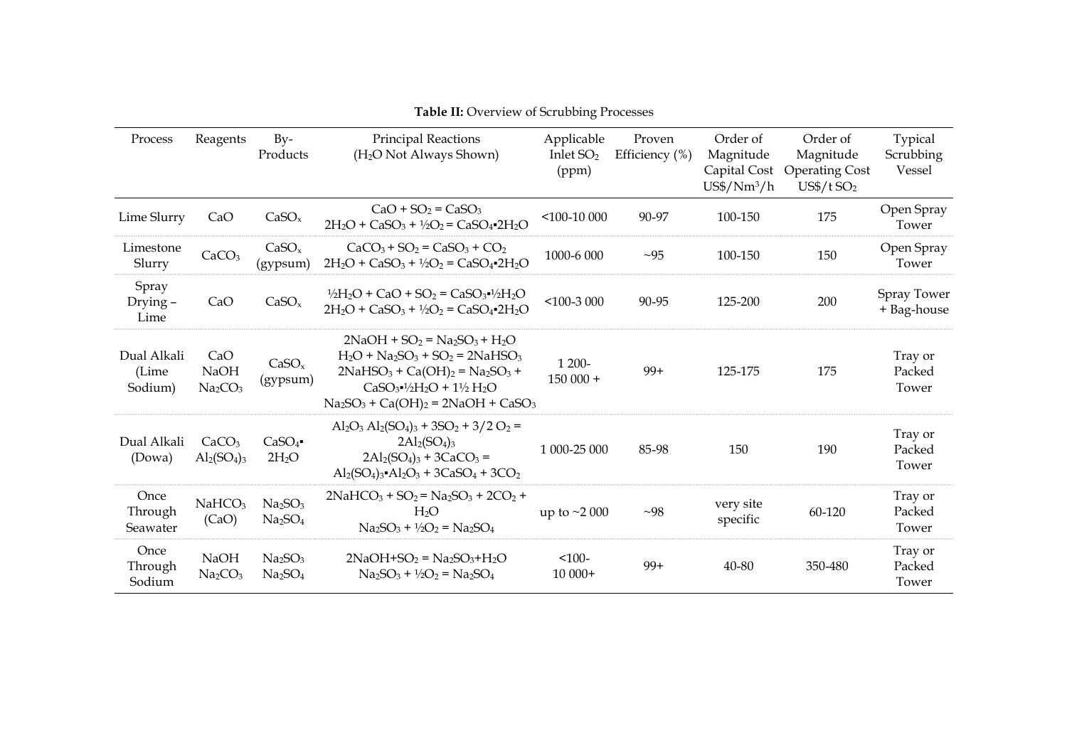**Table II:** Overview of Scrubbing Processes

| Process | Reagents | By-Products | Principal Reactions ($H_2O$ Not Always Shown) | Applicable Inlet $SO_2$ (ppm) | Proven Efficiency (%) | Order of Magnitude Capital Cost US$/$Nm^3$/h | Order of Magnitude Operating Cost US$/t $SO_2$ | Typical Scrubbing Vessel |
|---|---|---|---|---|---|---|---|---|
| Lime Slurry | $CaO$ | $CaSO_x$ | $CaO + SO_2 = CaSO_3$<br>$2H_2O + CaSO_3 + ½O_2 = CaSO_4{\cdot}2H_2O$ | <100-10 000 | 90-97 | 100-150 | 175 | Open Spray Tower |
| Limestone Slurry | $CaCO_3$ | $CaSO_x$ (gypsum) | $CaCO_3 + SO_2 = CaSO_3 + CO_2$<br>$2H_2O + CaSO_3 + ½O_2 = CaSO_4{\cdot}2H_2O$ | 1000-6 000 | ~95 | 100-150 | 150 | Open Spray Tower |
| Spray Drying – Lime | $CaO$ | $CaSO_x$ | $½H_2O + CaO + SO_2 = CaSO_3{\cdot}½H_2O$<br>$2H_2O + CaSO_3 + ½O_2 = CaSO_4{\cdot}2H_2O$ | <100-3 000 | 90-95 | 125-200 | 200 | Spray Tower + Bag-house |
| Dual Alkali (Lime Sodium) | $CaO$<br>$NaOH$<br>$Na_2CO_3$ | $CaSO_x$ (gypsum) | $2NaOH + SO_2 = Na_2SO_3 + H_2O$<br>$H_2O + Na_2SO_3 + SO_2 = 2NaHSO_3$<br>$2NaHSO_3 + Ca(OH)_2 = Na_2SO_3 + CaSO_3{\cdot}½H_2O + 1½ H_2O$<br>$Na_2SO_3 + Ca(OH)_2 = 2NaOH + CaSO_3$ | 1 200-150 000 + | 99+ | 125-175 | 175 | Tray or Packed Tower |
| Dual Alkali (Dowa) | $CaCO_3$<br>$Al_2(SO_4)_3$ | $CaSO_4{\cdot}2H_2O$ | $Al_2O_3\ Al_2(SO_4)_3 + 3SO_2 + 3/2\ O_2 = 2Al_2(SO_4)_3$<br>$2Al_2(SO_4)_3 + 3CaCO_3 = Al_2(SO_4)_3{\cdot}Al_2O_3 + 3CaSO_4 + 3CO_2$ | 1 000-25 000 | 85-98 | 150 | 190 | Tray or Packed Tower |
| Once Through Seawater | $NaHCO_3$ ($CaO$) | $Na_2SO_3$<br>$Na_2SO_4$ | $2NaHCO_3 + SO_2 = Na_2SO_3 + 2CO_2 + H_2O$<br>$Na_2SO_3 + ½O_2 = Na_2SO_4$ | up to ~2 000 | ~98 | very site specific | 60-120 | Tray or Packed Tower |
| Once Through Sodium | $NaOH$<br>$Na_2CO_3$ | $Na_2SO_3$<br>$Na_2SO_4$ | $2NaOH + SO_2 = Na_2SO_3 + H_2O$<br>$Na_2SO_3 + ½O_2 = Na_2SO_4$ | <100-10 000+ | 99+ | 40-80 | 350-480 | Tray or Packed Tower |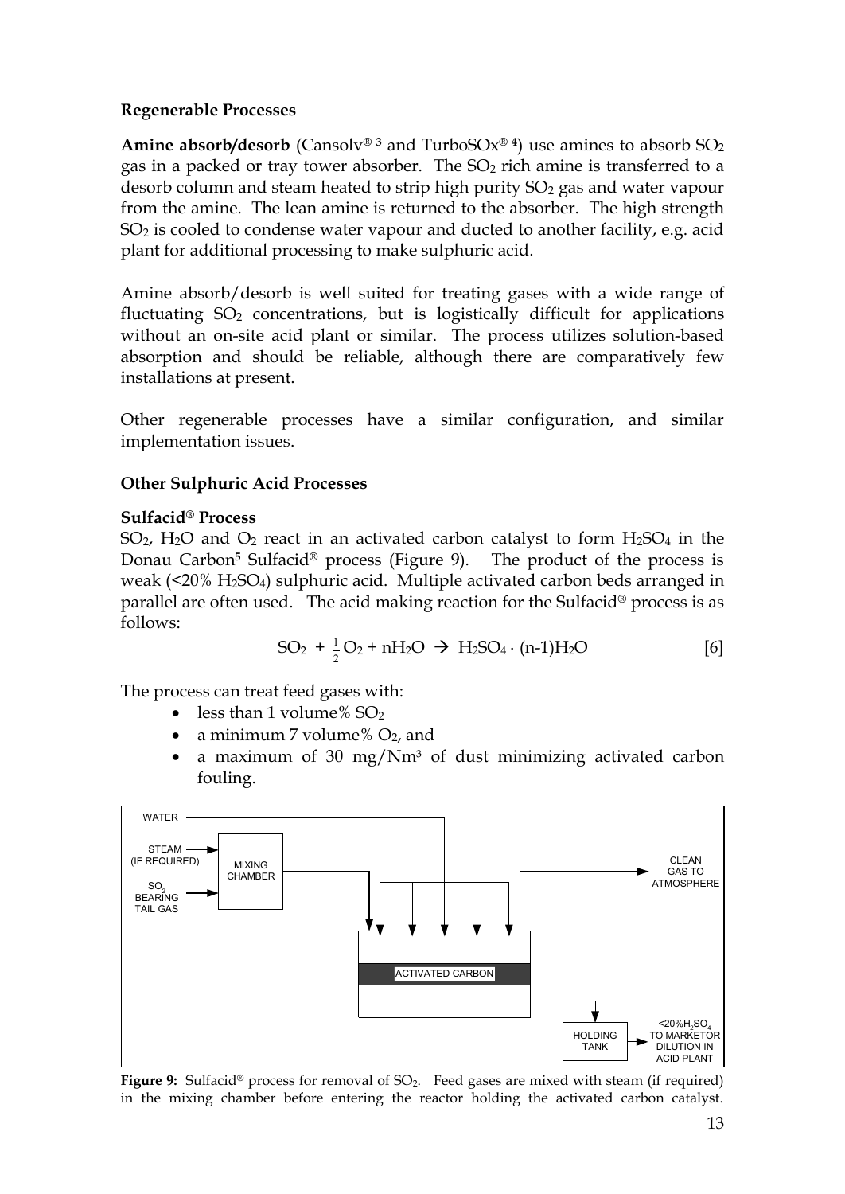**Regenerable Processes**

**Amine absorb/desorb** (Cansolv®[3] and TurboSOx®[4]) use amines to absorb $SO_2$ gas in a packed or tray tower absorber. The $SO_2$ rich amine is transferred to a desorb column and steam heated to strip high purity $SO_2$ gas and water vapour from the amine. The lean amine is returned to the absorber. The high strength $SO_2$ is cooled to condense water vapour and ducted to another facility, e.g. acid plant for additional processing to make sulphuric acid.

Amine absorb/desorb is well suited for treating gases with a wide range of fluctuating $SO_2$ concentrations, but is logistically difficult for applications without an on-site acid plant or similar. The process utilizes solution-based absorption and should be reliable, although there are comparatively few installations at present.

Other regenerable processes have a similar configuration, and similar implementation issues.

**Other Sulphuric Acid Processes**

**Sulfacid® Process**

$SO_2$, $H_2O$ and $O_2$ react in an activated carbon catalyst to form $H_2SO_4$ in the Donau Carbon[5] Sulfacid® process (Figure 9). The product of the process is weak (<20% $H_2SO_4$) sulphuric acid. Multiple activated carbon beds arranged in parallel are often used. The acid making reaction for the Sulfacid® process is as follows:

$$SO_2 + \tfrac{1}{2}O_2 + nH_2O \rightarrow H_2SO_4 \cdot (n\text{-}1)H_2O \qquad [6]$$

The process can treat feed gases with:

- less than 1 volume% $SO_2$
- a minimum 7 volume% $O_2$, and
- a maximum of 30 mg/Nm³ of dust minimizing activated carbon fouling.

**Figure 9:** Sulfacid® process for removal of $SO_2$. Feed gases are mixed with steam (if required) in the mixing chamber before entering the reactor holding the activated carbon catalyst.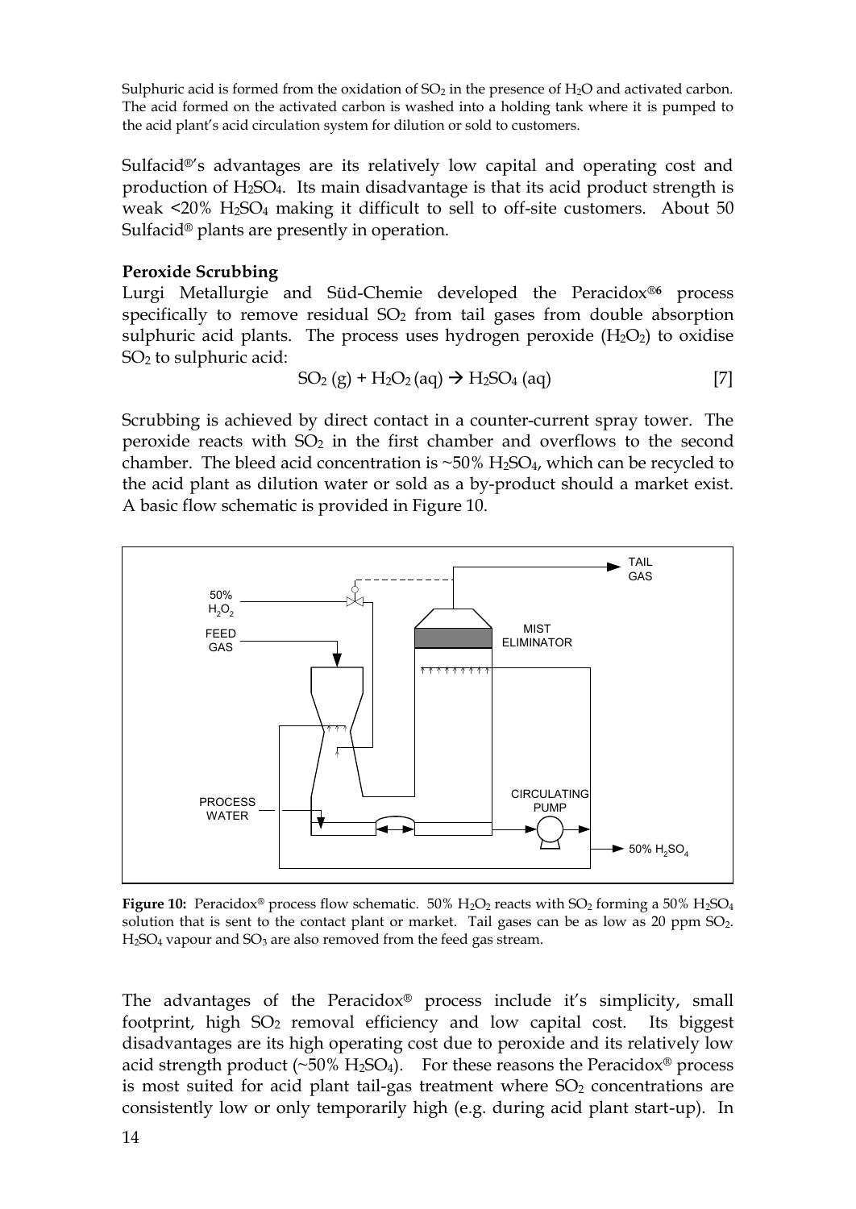Sulphuric acid is formed from the oxidation of $SO_2$ in the presence of $H_2O$ and activated carbon. The acid formed on the activated carbon is washed into a holding tank where it is pumped to the acid plant's acid circulation system for dilution or sold to customers.

Sulfacid®'s advantages are its relatively low capital and operating cost and production of $H_2SO_4$. Its main disadvantage is that its acid product strength is weak <20% $H_2SO_4$ making it difficult to sell to off-site customers. About 50 Sulfacid® plants are presently in operation.

**Peroxide Scrubbing**

Lurgi Metallurgie and Süd-Chemie developed the Peracidox®[6] process specifically to remove residual $SO_2$ from tail gases from double absorption sulphuric acid plants. The process uses hydrogen peroxide ($H_2O_2$) to oxidise $SO_2$ to sulphuric acid:

$$SO_2\,(g) + H_2O_2\,(aq) \rightarrow H_2SO_4\,(aq) \qquad [7]$$

Scrubbing is achieved by direct contact in a counter-current spray tower. The peroxide reacts with $SO_2$ in the first chamber and overflows to the second chamber. The bleed acid concentration is ~50% $H_2SO_4$, which can be recycled to the acid plant as dilution water or sold as a by-product should a market exist. A basic flow schematic is provided in Figure 10.

**Figure 10:** Peracidox® process flow schematic. 50% $H_2O_2$ reacts with $SO_2$ forming a 50% $H_2SO_4$ solution that is sent to the contact plant or market. Tail gases can be as low as 20 ppm $SO_2$. $H_2SO_4$ vapour and $SO_3$ are also removed from the feed gas stream.

The advantages of the Peracidox® process include it's simplicity, small footprint, high $SO_2$ removal efficiency and low capital cost. Its biggest disadvantages are its high operating cost due to peroxide and its relatively low acid strength product (~50% $H_2SO_4$). For these reasons the Peracidox® process is most suited for acid plant tail-gas treatment where $SO_2$ concentrations are consistently low or only temporarily high (e.g. during acid plant start-up). In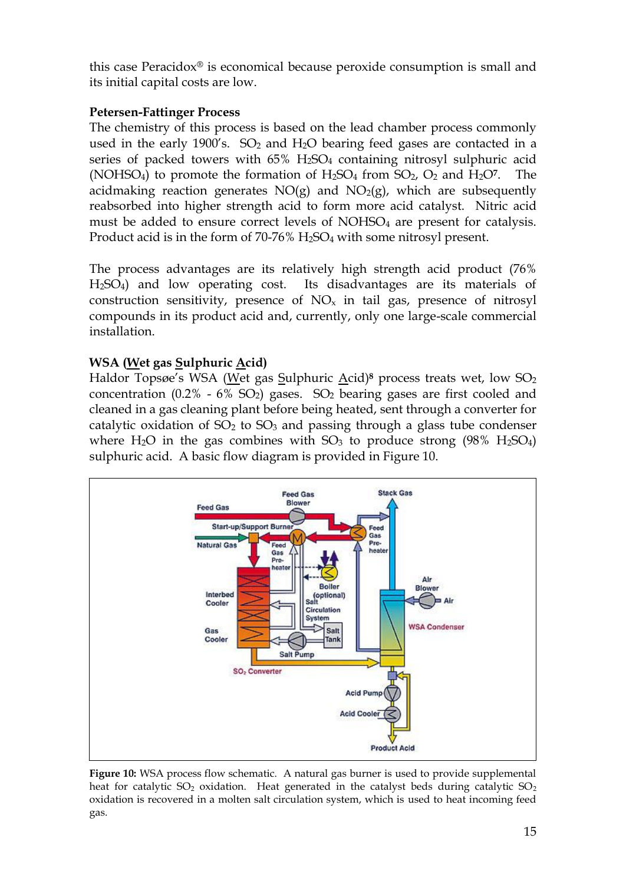this case Peracidox® is economical because peroxide consumption is small and its initial capital costs are low.

**Petersen-Fattinger Process**

The chemistry of this process is based on the lead chamber process commonly used in the early 1900's. $SO_2$ and $H_2O$ bearing feed gases are contacted in a series of packed towers with 65% $H_2SO_4$ containing nitrosyl sulphuric acid ($NOHSO_4$) to promote the formation of $H_2SO_4$ from $SO_2$, $O_2$ and $H_2O$[7]. The acidmaking reaction generates NO(g) and $NO_2$(g), which are subsequently reabsorbed into higher strength acid to form more acid catalyst. Nitric acid must be added to ensure correct levels of $NOHSO_4$ are present for catalysis. Product acid is in the form of 70-76% $H_2SO_4$ with some nitrosyl present.

The process advantages are its relatively high strength acid product (76% $H_2SO_4$) and low operating cost. Its disadvantages are its materials of construction sensitivity, presence of $NO_x$ in tail gas, presence of nitrosyl compounds in its product acid and, currently, only one large-scale commercial installation.

**WSA (<u>W</u>et gas <u>S</u>ulphuric <u>A</u>cid)**

Haldor Topsøe's WSA (<u>W</u>et gas <u>S</u>ulphuric <u>A</u>cid)[8] process treats wet, low $SO_2$ concentration (0.2% - 6% $SO_2$) gases. $SO_2$ bearing gases are first cooled and cleaned in a gas cleaning plant before being heated, sent through a converter for catalytic oxidation of $SO_2$ to $SO_3$ and passing through a glass tube condenser where $H_2O$ in the gas combines with $SO_3$ to produce strong (98% $H_2SO_4$) sulphuric acid. A basic flow diagram is provided in Figure 10.

**Figure 10:** WSA process flow schematic. A natural gas burner is used to provide supplemental heat for catalytic $SO_2$ oxidation. Heat generated in the catalyst beds during catalytic $SO_2$ oxidation is recovered in a molten salt circulation system, which is used to heat incoming feed gas.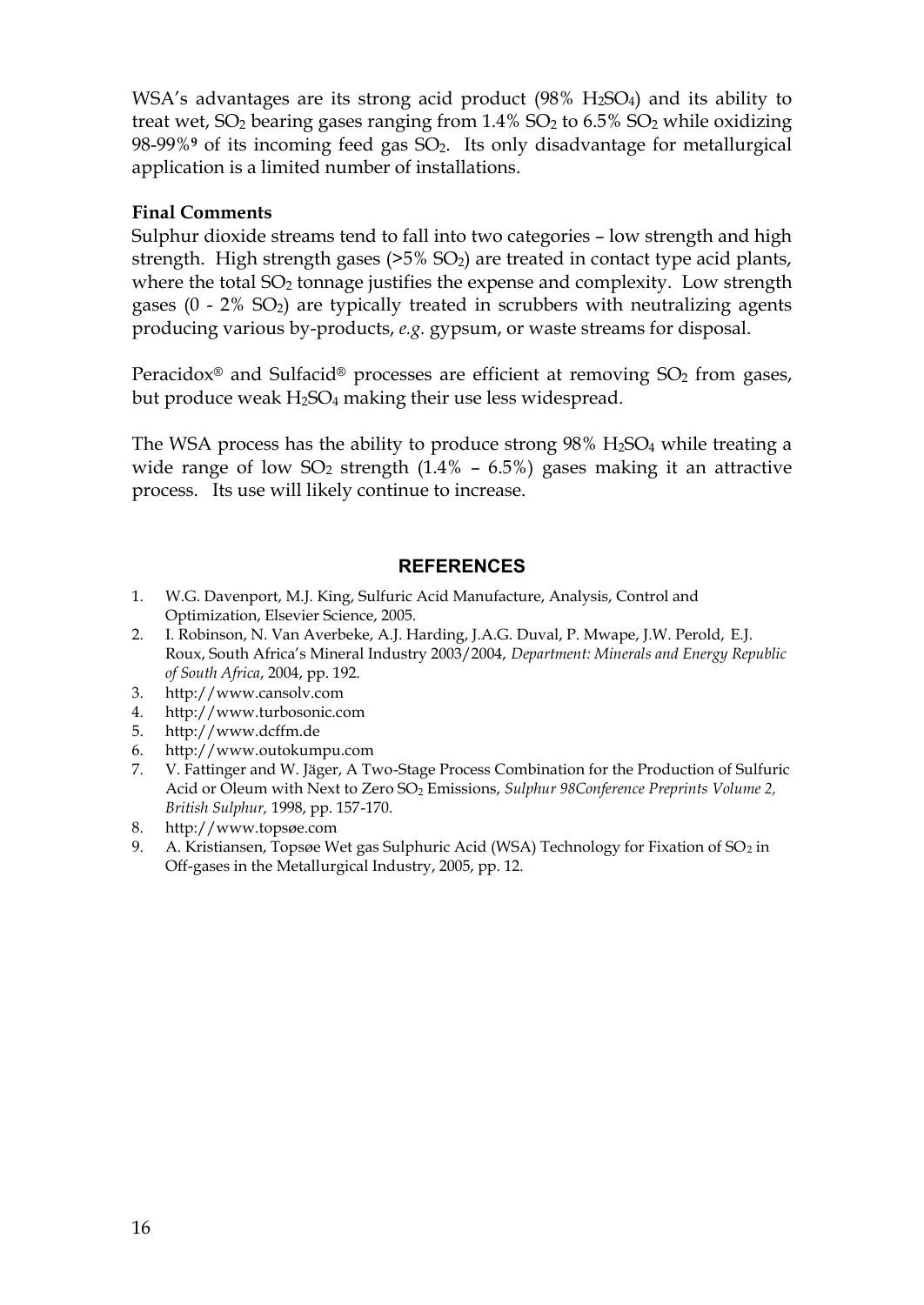WSA's advantages are its strong acid product (98% $H_2SO_4$) and its ability to treat wet, $SO_2$ bearing gases ranging from 1.4% $SO_2$ to 6.5% $SO_2$ while oxidizing 98-99%[9] of its incoming feed gas $SO_2$. Its only disadvantage for metallurgical application is a limited number of installations.

**Final Comments**

Sulphur dioxide streams tend to fall into two categories – low strength and high strength. High strength gases (>5% $SO_2$) are treated in contact type acid plants, where the total $SO_2$ tonnage justifies the expense and complexity. Low strength gases (0 - 2% $SO_2$) are typically treated in scrubbers with neutralizing agents producing various by-products, *e.g.* gypsum, or waste streams for disposal.

Peracidox® and Sulfacid® processes are efficient at removing $SO_2$ from gases, but produce weak $H_2SO_4$ making their use less widespread.

The WSA process has the ability to produce strong 98% $H_2SO_4$ while treating a wide range of low $SO_2$ strength (1.4% – 6.5%) gases making it an attractive process. Its use will likely continue to increase.

## REFERENCES

1. W.G. Davenport, M.J. King, Sulfuric Acid Manufacture, Analysis, Control and Optimization, Elsevier Science, 2005.
2. I. Robinson, N. Van Averbeke, A.J. Harding, J.A.G. Duval, P. Mwape, J.W. Perold, E.J. Roux, South Africa's Mineral Industry 2003/2004, *Department: Minerals and Energy Republic of South Africa*, 2004, pp. 192.
3. http://www.cansolv.com
4. http://www.turbosonic.com
5. http://www.dcffm.de
6. http://www.outokumpu.com
7. V. Fattinger and W. Jäger, A Two-Stage Process Combination for the Production of Sulfuric Acid or Oleum with Next to Zero $SO_2$ Emissions, *Sulphur 98Conference Preprints Volume 2, British Sulphur,* 1998, pp. 157-170.
8. http://www.topsøe.com
9. A. Kristiansen, Topsøe Wet gas Sulphuric Acid (WSA) Technology for Fixation of $SO_2$ in Off-gases in the Metallurgical Industry, 2005, pp. 12.